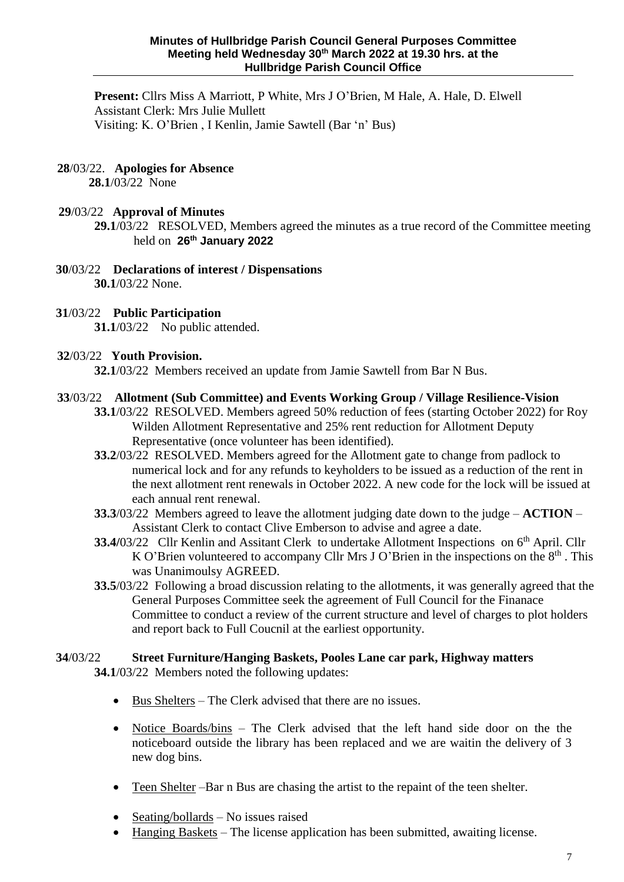**Minutes of Hullbridge Parish Council General Purposes Committee Meeting held Wednesday 30th March 2022 at 19.30 hrs. at the Hullbridge Parish Council Office**

**Present:** Cllrs Miss A Marriott, P White, Mrs J O'Brien, M Hale, A. Hale, D. Elwell
Assistant Clerk: Mrs Julie Mullett
Visiting: K. O'Brien , I Kenlin, Jamie Sawtell (Bar 'n' Bus)

**28**/03/22. **Apologies for Absence**

**28.1**/03/22 None

**29**/03/22 **Approval of Minutes**

**29.1**/03/22 RESOLVED, Members agreed the minutes as a true record of the Committee meeting held on **26th January 2022**

**30**/03/22 **Declarations of interest / Dispensations**

**30.1**/03/22 None.

**31**/03/22 **Public Participation**

**31.1**/03/22 No public attended.

**32**/03/22 **Youth Provision.**

**32.1**/03/22 Members received an update from Jamie Sawtell from Bar N Bus.

**33**/03/22 **Allotment (Sub Committee) and Events Working Group / Village Resilience-Vision**

**33.1**/03/22 RESOLVED. Members agreed 50% reduction of fees (starting October 2022) for Roy Wilden Allotment Representative and 25% rent reduction for Allotment Deputy Representative (once volunteer has been identified).

**33.2**/03/22 RESOLVED. Members agreed for the Allotment gate to change from padlock to numerical lock and for any refunds to keyholders to be issued as a reduction of the rent in the next allotment rent renewals in October 2022. A new code for the lock will be issued at each annual rent renewal.

**33.3**/03/22 Members agreed to leave the allotment judging date down to the judge – **ACTION** – Assistant Clerk to contact Clive Emberson to advise and agree a date.

**33.4/**03/22 Cllr Kenlin and Assitant Clerk to undertake Allotment Inspections on 6th April. Cllr K O'Brien volunteered to accompany Cllr Mrs J O'Brien in the inspections on the 8th . This was Unanimoulsy AGREED.

**33.5**/03/22 Following a broad discussion relating to the allotments, it was generally agreed that the General Purposes Committee seek the agreement of Full Council for the Finanace Committee to conduct a review of the current structure and level of charges to plot holders and report back to Full Coucnil at the earliest opportunity.

**34**/03/22 **Street Furniture/Hanging Baskets, Pooles Lane car park, Highway matters**

**34.1**/03/22 Members noted the following updates:

- Bus Shelters – The Clerk advised that there are no issues.
- Notice Boards/bins – The Clerk advised that the left hand side door on the the noticeboard outside the library has been replaced and we are waitin the delivery of 3 new dog bins.
- Teen Shelter –Bar n Bus are chasing the artist to the repaint of the teen shelter.
- Seating/bollards – No issues raised
- Hanging Baskets – The license application has been submitted, awaiting license.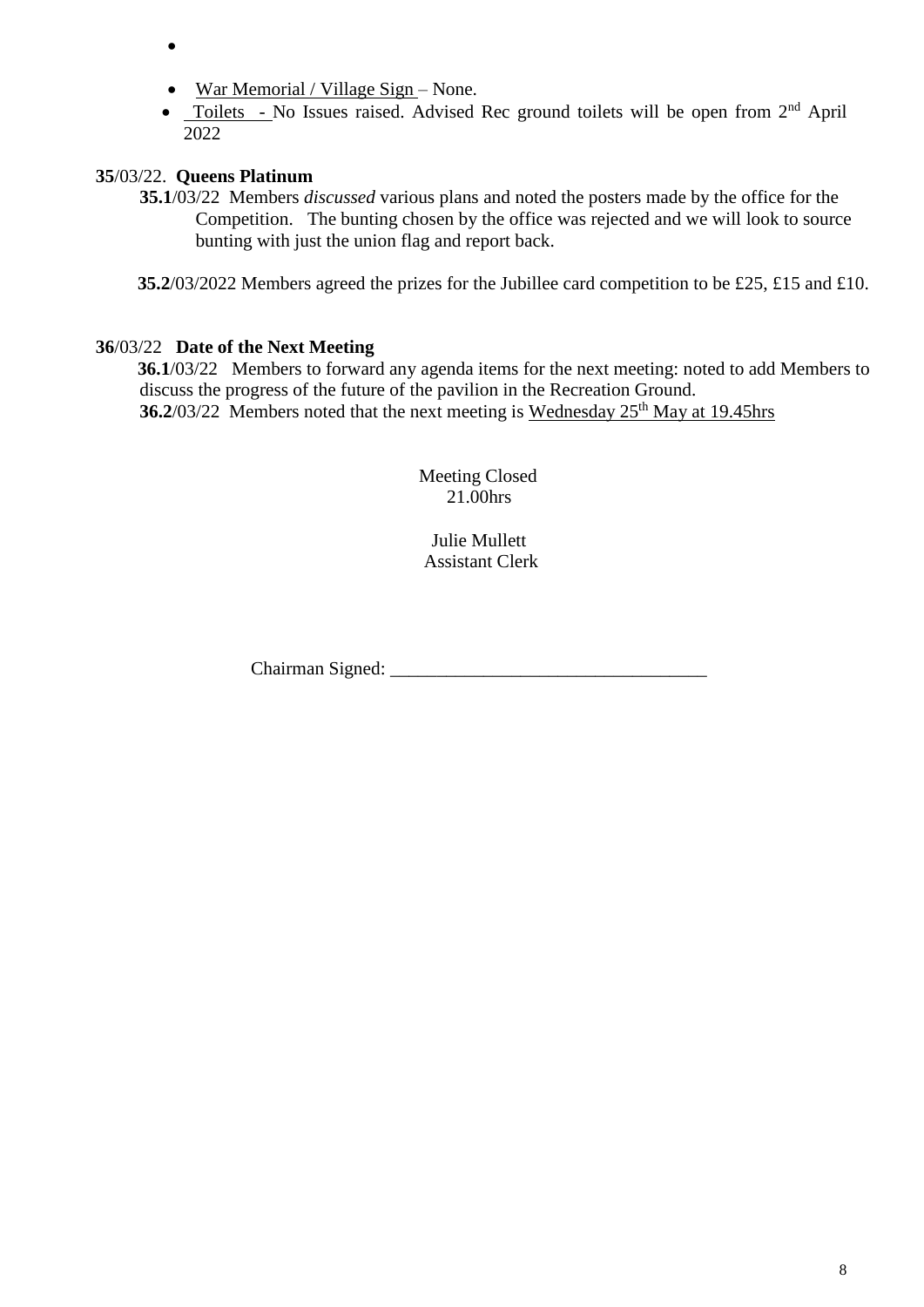- 
- War Memorial / Village Sign – None.
- Toilets - No Issues raised. Advised Rec ground toilets will be open from 2nd April 2022

**35**/03/22. **Queens Platinum**

**35.1**/03/22 Members *discussed* various plans and noted the posters made by the office for the Competition. The bunting chosen by the office was rejected and we will look to source bunting with just the union flag and report back.

**35.2**/03/2022 Members agreed the prizes for the Jubillee card competition to be £25, £15 and £10.

**36**/03/22 **Date of the Next Meeting**

**36.1**/03/22 Members to forward any agenda items for the next meeting: noted to add Members to discuss the progress of the future of the pavilion in the Recreation Ground.

**36.2**/03/22 Members noted that the next meeting is Wednesday 25th May at 19.45hrs

Meeting Closed
21.00hrs

Julie Mullett
Assistant Clerk

Chairman Signed: _________________________________